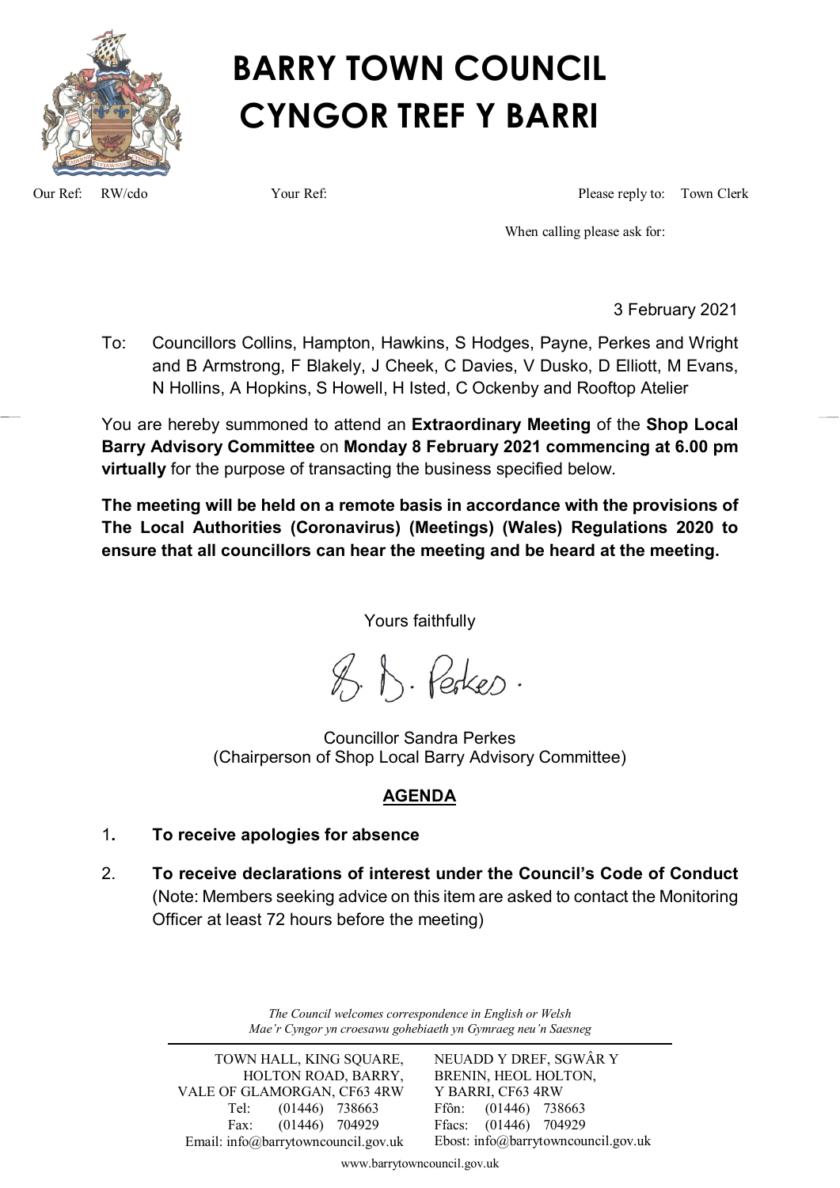# BARRY TOWN COUNCIL
# CYNGOR TREF Y BARRI

Our Ref: RW/cdo

Your Ref:

Please reply to: Town Clerk

When calling please ask for:

3 February 2021

To: Councillors Collins, Hampton, Hawkins, S Hodges, Payne, Perkes and Wright and B Armstrong, F Blakely, J Cheek, C Davies, V Dusko, D Elliott, M Evans, N Hollins, A Hopkins, S Howell, H Isted, C Ockenby and Rooftop Atelier

You are hereby summoned to attend an **Extraordinary Meeting** of the **Shop Local Barry Advisory Committee** on **Monday 8 February 2021 commencing at 6.00 pm virtually** for the purpose of transacting the business specified below.

**The meeting will be held on a remote basis in accordance with the provisions of The Local Authorities (Coronavirus) (Meetings) (Wales) Regulations 2020 to ensure that all councillors can hear the meeting and be heard at the meeting.**

Yours faithfully

S. B. Perkes.

Councillor Sandra Perkes
(Chairperson of Shop Local Barry Advisory Committee)

## AGENDA

1. **To receive apologies for absence**

2. **To receive declarations of interest under the Council's Code of Conduct** (Note: Members seeking advice on this item are asked to contact the Monitoring Officer at least 72 hours before the meeting)

*The Council welcomes correspondence in English or Welsh*
*Mae'r Cyngor yn croesawu gohebiaeth yn Gymraeg neu'n Saesneg*

TOWN HALL, KING SQUARE, HOLTON ROAD, BARRY, VALE OF GLAMORGAN, CF63 4RW
Tel: (01446) 738663
Fax: (01446) 704929
Email: info@barrytowncouncil.gov.uk

NEUADD Y DREF, SGWÂR Y BRENIN, HEOL HOLTON, Y BARRI, CF63 4RW
Ffôn: (01446) 738663
Ffacs: (01446) 704929
Ebost: info@barrytowncouncil.gov.uk

www.barrytowncouncil.gov.uk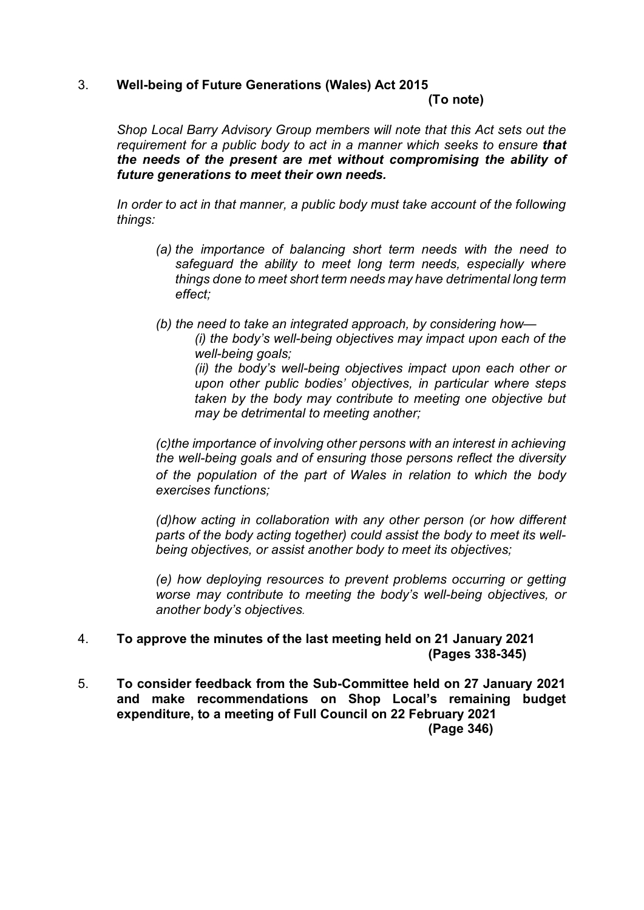3. **Well-being of Future Generations (Wales) Act 2015**
**(To note)**

*Shop Local Barry Advisory Group members will note that this Act sets out the requirement for a public body to act in a manner which seeks to ensure* ***that the needs of the present are met without compromising the ability of future generations to meet their own needs.***

*In order to act in that manner, a public body must take account of the following things:*

*(a) the importance of balancing short term needs with the need to safeguard the ability to meet long term needs, especially where things done to meet short term needs may have detrimental long term effect;*

*(b) the need to take an integrated approach, by considering how—*
*(i) the body's well-being objectives may impact upon each of the well-being goals;*
*(ii) the body's well-being objectives impact upon each other or upon other public bodies' objectives, in particular where steps taken by the body may contribute to meeting one objective but may be detrimental to meeting another;*

*(c)the importance of involving other persons with an interest in achieving the well-being goals and of ensuring those persons reflect the diversity of the population of the part of Wales in relation to which the body exercises functions;*

*(d)how acting in collaboration with any other person (or how different parts of the body acting together) could assist the body to meet its well-being objectives, or assist another body to meet its objectives;*

*(e) how deploying resources to prevent problems occurring or getting worse may contribute to meeting the body's well-being objectives, or another body's objectives.*

4. **To approve the minutes of the last meeting held on 21 January 2021**
**(Pages 338-345)**

5. **To consider feedback from the Sub-Committee held on 27 January 2021 and make recommendations on Shop Local's remaining budget expenditure, to a meeting of Full Council on 22 February 2021**
**(Page 346)**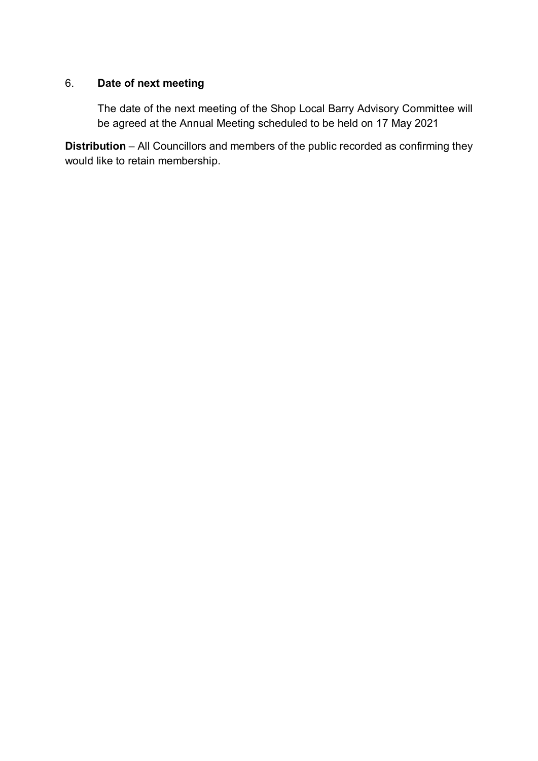6. **Date of next meeting**

The date of the next meeting of the Shop Local Barry Advisory Committee will be agreed at the Annual Meeting scheduled to be held on 17 May 2021

**Distribution** – All Councillors and members of the public recorded as confirming they would like to retain membership.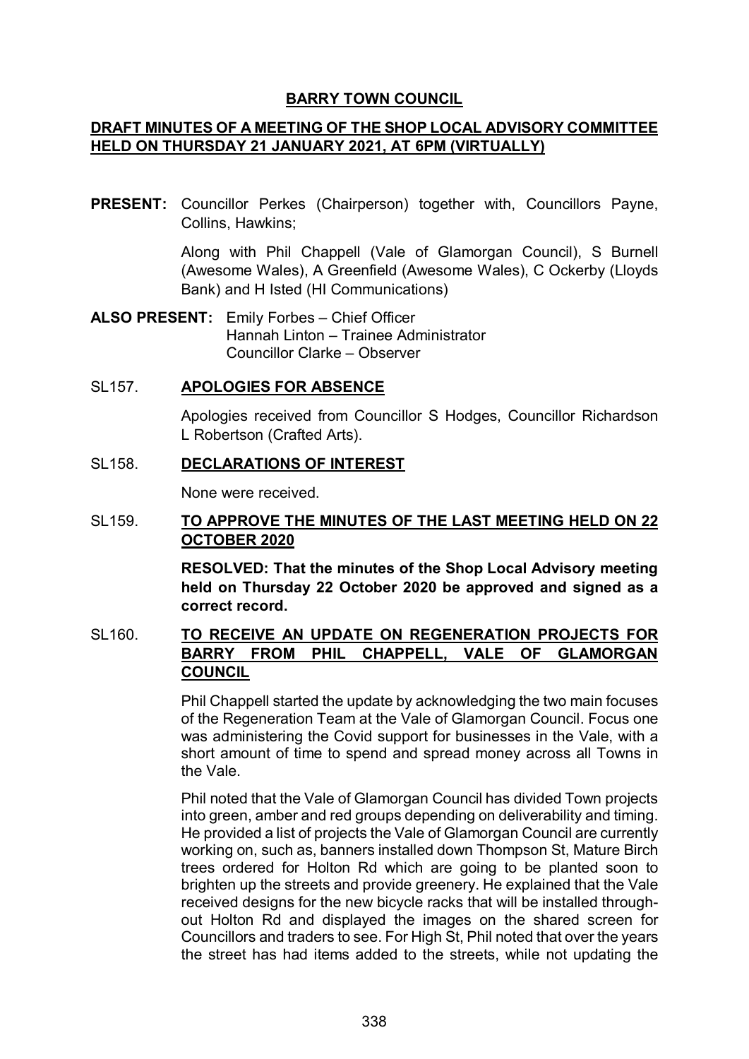**BARRY TOWN COUNCIL**

**DRAFT MINUTES OF A MEETING OF THE SHOP LOCAL ADVISORY COMMITTEE HELD ON THURSDAY 21 JANUARY 2021, AT 6PM (VIRTUALLY)**

**PRESENT:** Councillor Perkes (Chairperson) together with, Councillors Payne, Collins, Hawkins;

Along with Phil Chappell (Vale of Glamorgan Council), S Burnell (Awesome Wales), A Greenfield (Awesome Wales), C Ockerby (Lloyds Bank) and H Isted (HI Communications)

**ALSO PRESENT:** Emily Forbes – Chief Officer
Hannah Linton – Trainee Administrator
Councillor Clarke – Observer

SL157. **APOLOGIES FOR ABSENCE**

Apologies received from Councillor S Hodges, Councillor Richardson L Robertson (Crafted Arts).

SL158. **DECLARATIONS OF INTEREST**

None were received.

SL159. **TO APPROVE THE MINUTES OF THE LAST MEETING HELD ON 22 OCTOBER 2020**

**RESOLVED: That the minutes of the Shop Local Advisory meeting held on Thursday 22 October 2020 be approved and signed as a correct record.**

SL160. **TO RECEIVE AN UPDATE ON REGENERATION PROJECTS FOR BARRY FROM PHIL CHAPPELL, VALE OF GLAMORGAN COUNCIL**

Phil Chappell started the update by acknowledging the two main focuses of the Regeneration Team at the Vale of Glamorgan Council. Focus one was administering the Covid support for businesses in the Vale, with a short amount of time to spend and spread money across all Towns in the Vale.

Phil noted that the Vale of Glamorgan Council has divided Town projects into green, amber and red groups depending on deliverability and timing. He provided a list of projects the Vale of Glamorgan Council are currently working on, such as, banners installed down Thompson St, Mature Birch trees ordered for Holton Rd which are going to be planted soon to brighten up the streets and provide greenery. He explained that the Vale received designs for the new bicycle racks that will be installed through-out Holton Rd and displayed the images on the shared screen for Councillors and traders to see. For High St, Phil noted that over the years the street has had items added to the streets, while not updating the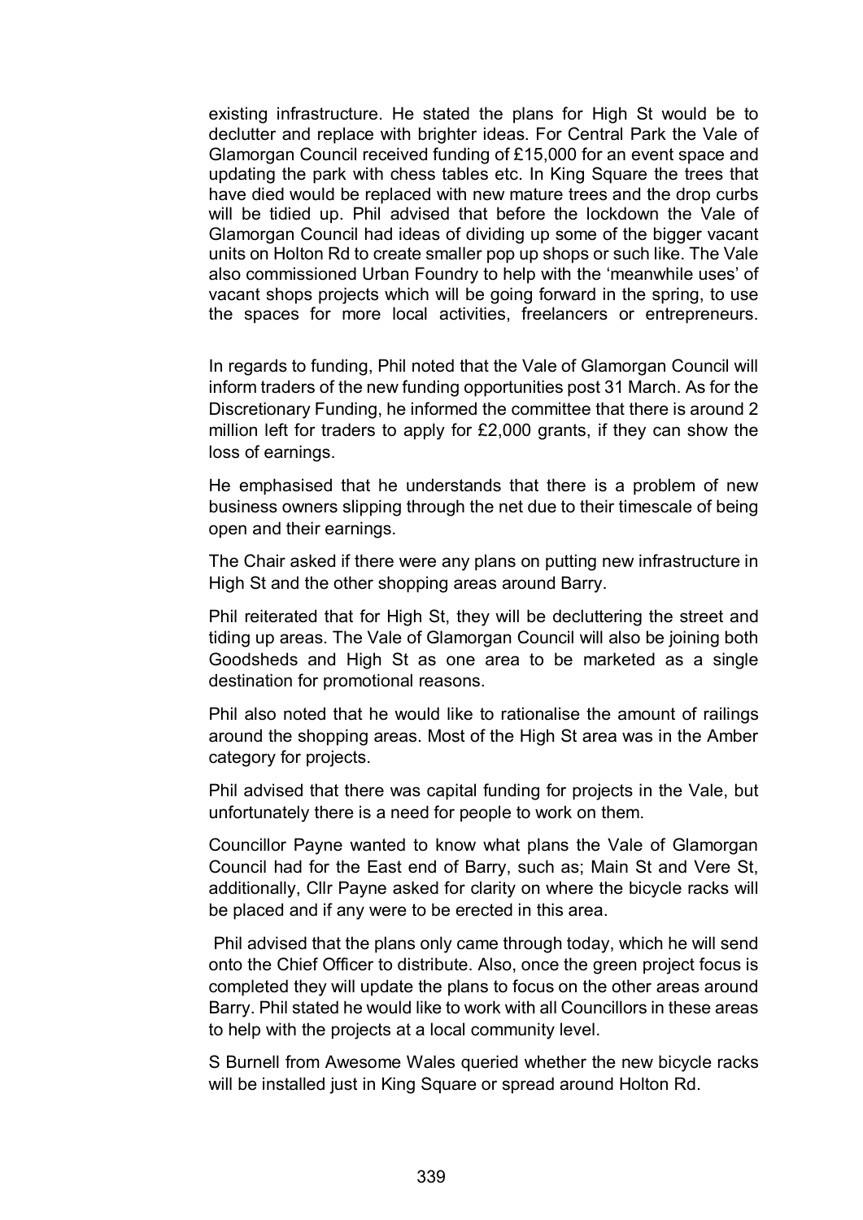existing infrastructure. He stated the plans for High St would be to declutter and replace with brighter ideas. For Central Park the Vale of Glamorgan Council received funding of £15,000 for an event space and updating the park with chess tables etc. In King Square the trees that have died would be replaced with new mature trees and the drop curbs will be tidied up. Phil advised that before the lockdown the Vale of Glamorgan Council had ideas of dividing up some of the bigger vacant units on Holton Rd to create smaller pop up shops or such like. The Vale also commissioned Urban Foundry to help with the 'meanwhile uses' of vacant shops projects which will be going forward in the spring, to use the spaces for more local activities, freelancers or entrepreneurs.

In regards to funding, Phil noted that the Vale of Glamorgan Council will inform traders of the new funding opportunities post 31 March. As for the Discretionary Funding, he informed the committee that there is around 2 million left for traders to apply for £2,000 grants, if they can show the loss of earnings.

He emphasised that he understands that there is a problem of new business owners slipping through the net due to their timescale of being open and their earnings.

The Chair asked if there were any plans on putting new infrastructure in High St and the other shopping areas around Barry.

Phil reiterated that for High St, they will be decluttering the street and tiding up areas. The Vale of Glamorgan Council will also be joining both Goodsheds and High St as one area to be marketed as a single destination for promotional reasons.

Phil also noted that he would like to rationalise the amount of railings around the shopping areas. Most of the High St area was in the Amber category for projects.

Phil advised that there was capital funding for projects in the Vale, but unfortunately there is a need for people to work on them.

Councillor Payne wanted to know what plans the Vale of Glamorgan Council had for the East end of Barry, such as; Main St and Vere St, additionally, Cllr Payne asked for clarity on where the bicycle racks will be placed and if any were to be erected in this area.

Phil advised that the plans only came through today, which he will send onto the Chief Officer to distribute. Also, once the green project focus is completed they will update the plans to focus on the other areas around Barry. Phil stated he would like to work with all Councillors in these areas to help with the projects at a local community level.

S Burnell from Awesome Wales queried whether the new bicycle racks will be installed just in King Square or spread around Holton Rd.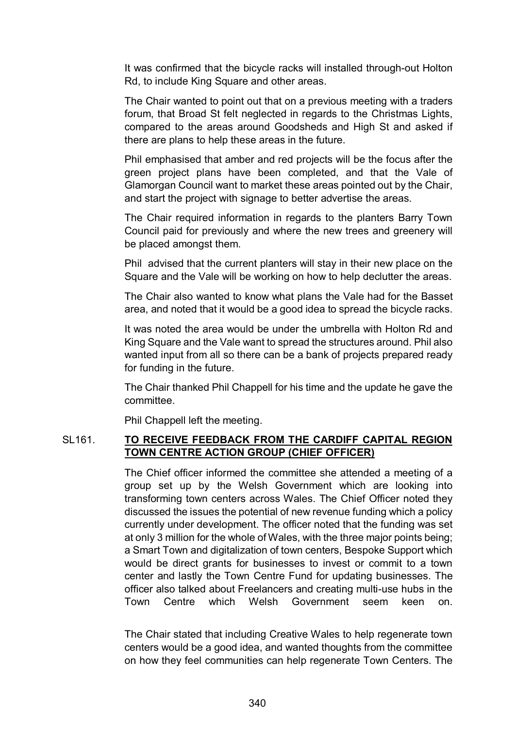It was confirmed that the bicycle racks will installed through-out Holton Rd, to include King Square and other areas.

The Chair wanted to point out that on a previous meeting with a traders forum, that Broad St felt neglected in regards to the Christmas Lights, compared to the areas around Goodsheds and High St and asked if there are plans to help these areas in the future.

Phil emphasised that amber and red projects will be the focus after the green project plans have been completed, and that the Vale of Glamorgan Council want to market these areas pointed out by the Chair, and start the project with signage to better advertise the areas.

The Chair required information in regards to the planters Barry Town Council paid for previously and where the new trees and greenery will be placed amongst them.

Phil advised that the current planters will stay in their new place on the Square and the Vale will be working on how to help declutter the areas.

The Chair also wanted to know what plans the Vale had for the Basset area, and noted that it would be a good idea to spread the bicycle racks.

It was noted the area would be under the umbrella with Holton Rd and King Square and the Vale want to spread the structures around. Phil also wanted input from all so there can be a bank of projects prepared ready for funding in the future.

The Chair thanked Phil Chappell for his time and the update he gave the committee.

Phil Chappell left the meeting.

SL161. **TO RECEIVE FEEDBACK FROM THE CARDIFF CAPITAL REGION TOWN CENTRE ACTION GROUP (CHIEF OFFICER)**

The Chief officer informed the committee she attended a meeting of a group set up by the Welsh Government which are looking into transforming town centers across Wales. The Chief Officer noted they discussed the issues the potential of new revenue funding which a policy currently under development. The officer noted that the funding was set at only 3 million for the whole of Wales, with the three major points being; a Smart Town and digitalization of town centers, Bespoke Support which would be direct grants for businesses to invest or commit to a town center and lastly the Town Centre Fund for updating businesses. The officer also talked about Freelancers and creating multi-use hubs in the Town Centre which Welsh Government seem keen on.

The Chair stated that including Creative Wales to help regenerate town centers would be a good idea, and wanted thoughts from the committee on how they feel communities can help regenerate Town Centers. The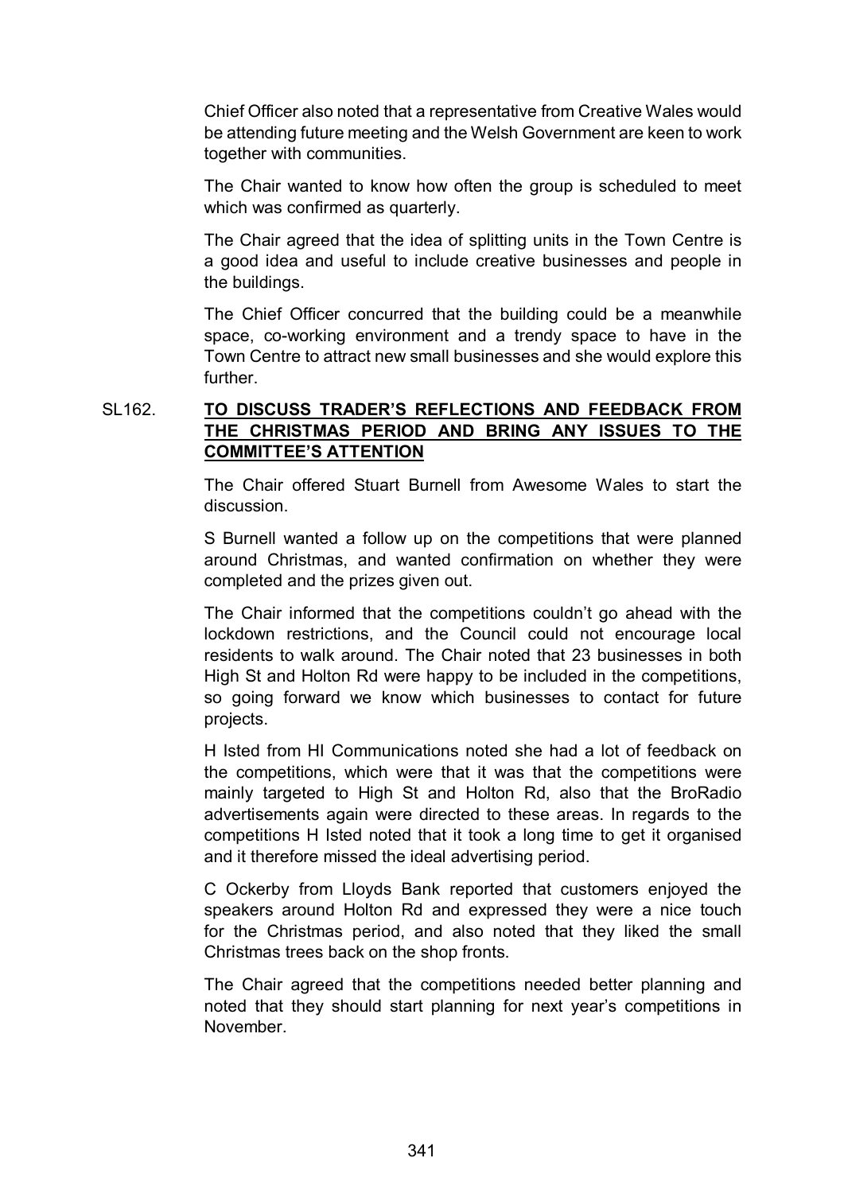Chief Officer also noted that a representative from Creative Wales would be attending future meeting and the Welsh Government are keen to work together with communities.

The Chair wanted to know how often the group is scheduled to meet which was confirmed as quarterly.

The Chair agreed that the idea of splitting units in the Town Centre is a good idea and useful to include creative businesses and people in the buildings.

The Chief Officer concurred that the building could be a meanwhile space, co-working environment and a trendy space to have in the Town Centre to attract new small businesses and she would explore this further.

SL162. **TO DISCUSS TRADER'S REFLECTIONS AND FEEDBACK FROM THE CHRISTMAS PERIOD AND BRING ANY ISSUES TO THE COMMITTEE'S ATTENTION**

The Chair offered Stuart Burnell from Awesome Wales to start the discussion.

S Burnell wanted a follow up on the competitions that were planned around Christmas, and wanted confirmation on whether they were completed and the prizes given out.

The Chair informed that the competitions couldn't go ahead with the lockdown restrictions, and the Council could not encourage local residents to walk around. The Chair noted that 23 businesses in both High St and Holton Rd were happy to be included in the competitions, so going forward we know which businesses to contact for future projects.

H Isted from HI Communications noted she had a lot of feedback on the competitions, which were that it was that the competitions were mainly targeted to High St and Holton Rd, also that the BroRadio advertisements again were directed to these areas. In regards to the competitions H Isted noted that it took a long time to get it organised and it therefore missed the ideal advertising period.

C Ockerby from Lloyds Bank reported that customers enjoyed the speakers around Holton Rd and expressed they were a nice touch for the Christmas period, and also noted that they liked the small Christmas trees back on the shop fronts.

The Chair agreed that the competitions needed better planning and noted that they should start planning for next year's competitions in November.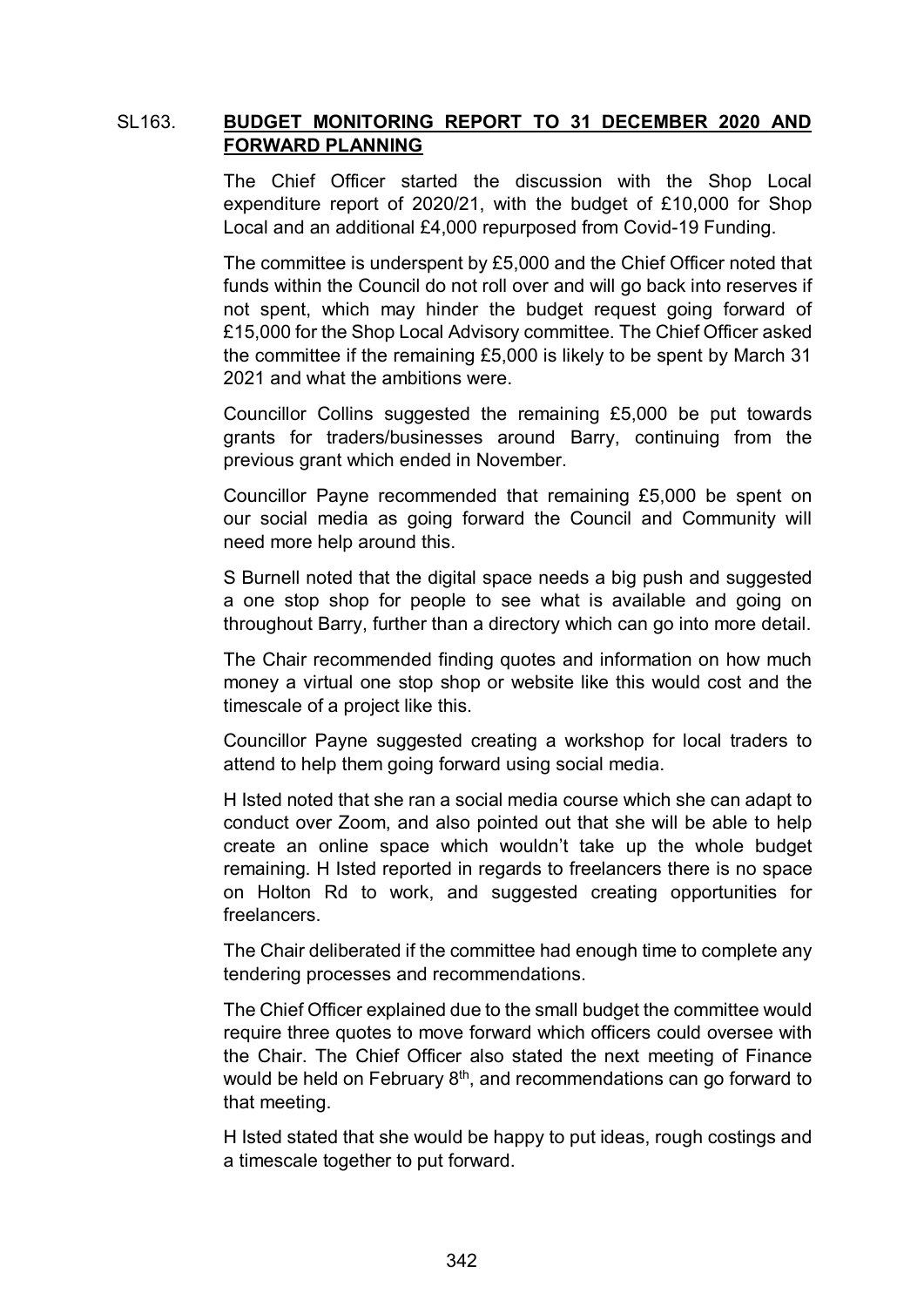## SL163. **BUDGET MONITORING REPORT TO 31 DECEMBER 2020 AND FORWARD PLANNING**

The Chief Officer started the discussion with the Shop Local expenditure report of 2020/21, with the budget of £10,000 for Shop Local and an additional £4,000 repurposed from Covid-19 Funding.

The committee is underspent by £5,000 and the Chief Officer noted that funds within the Council do not roll over and will go back into reserves if not spent, which may hinder the budget request going forward of £15,000 for the Shop Local Advisory committee. The Chief Officer asked the committee if the remaining £5,000 is likely to be spent by March 31 2021 and what the ambitions were.

Councillor Collins suggested the remaining £5,000 be put towards grants for traders/businesses around Barry, continuing from the previous grant which ended in November.

Councillor Payne recommended that remaining £5,000 be spent on our social media as going forward the Council and Community will need more help around this.

S Burnell noted that the digital space needs a big push and suggested a one stop shop for people to see what is available and going on throughout Barry, further than a directory which can go into more detail.

The Chair recommended finding quotes and information on how much money a virtual one stop shop or website like this would cost and the timescale of a project like this.

Councillor Payne suggested creating a workshop for local traders to attend to help them going forward using social media.

H Isted noted that she ran a social media course which she can adapt to conduct over Zoom, and also pointed out that she will be able to help create an online space which wouldn't take up the whole budget remaining. H Isted reported in regards to freelancers there is no space on Holton Rd to work, and suggested creating opportunities for freelancers.

The Chair deliberated if the committee had enough time to complete any tendering processes and recommendations.

The Chief Officer explained due to the small budget the committee would require three quotes to move forward which officers could oversee with the Chair. The Chief Officer also stated the next meeting of Finance would be held on February 8th, and recommendations can go forward to that meeting.

H Isted stated that she would be happy to put ideas, rough costings and a timescale together to put forward.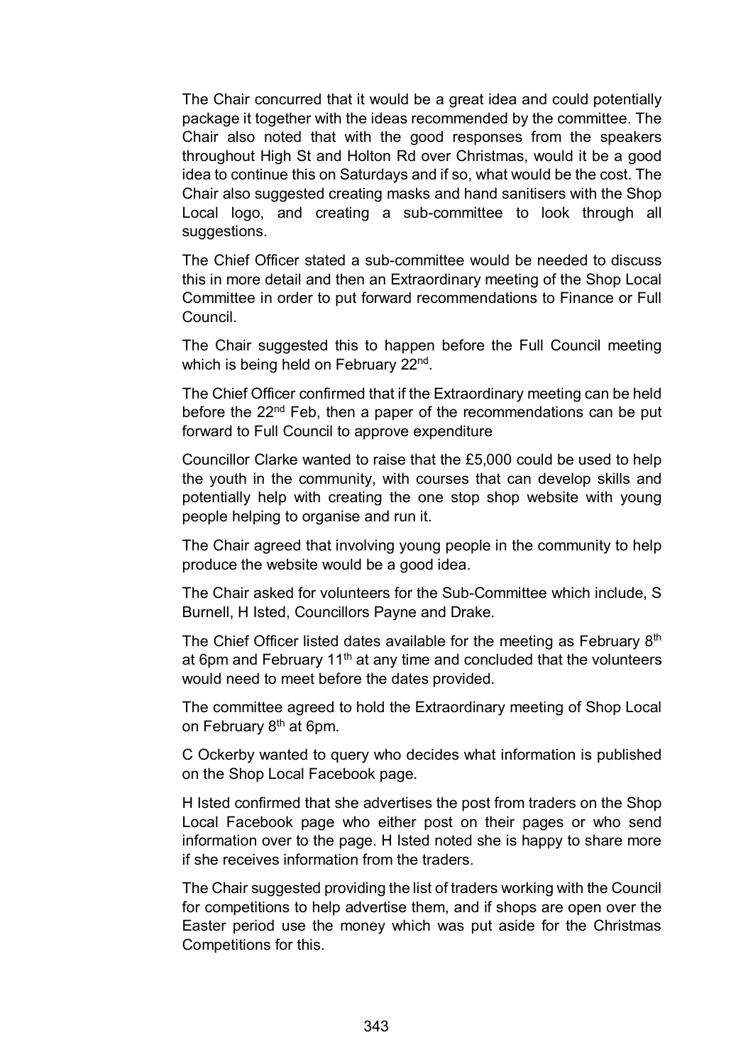The Chair concurred that it would be a great idea and could potentially package it together with the ideas recommended by the committee. The Chair also noted that with the good responses from the speakers throughout High St and Holton Rd over Christmas, would it be a good idea to continue this on Saturdays and if so, what would be the cost. The Chair also suggested creating masks and hand sanitisers with the Shop Local logo, and creating a sub-committee to look through all suggestions.

The Chief Officer stated a sub-committee would be needed to discuss this in more detail and then an Extraordinary meeting of the Shop Local Committee in order to put forward recommendations to Finance or Full Council.

The Chair suggested this to happen before the Full Council meeting which is being held on February 22nd.

The Chief Officer confirmed that if the Extraordinary meeting can be held before the 22nd Feb, then a paper of the recommendations can be put forward to Full Council to approve expenditure

Councillor Clarke wanted to raise that the £5,000 could be used to help the youth in the community, with courses that can develop skills and potentially help with creating the one stop shop website with young people helping to organise and run it.

The Chair agreed that involving young people in the community to help produce the website would be a good idea.

The Chair asked for volunteers for the Sub-Committee which include, S Burnell, H Isted, Councillors Payne and Drake.

The Chief Officer listed dates available for the meeting as February 8th at 6pm and February 11th at any time and concluded that the volunteers would need to meet before the dates provided.

The committee agreed to hold the Extraordinary meeting of Shop Local on February 8th at 6pm.

C Ockerby wanted to query who decides what information is published on the Shop Local Facebook page.

H Isted confirmed that she advertises the post from traders on the Shop Local Facebook page who either post on their pages or who send information over to the page. H Isted noted she is happy to share more if she receives information from the traders.

The Chair suggested providing the list of traders working with the Council for competitions to help advertise them, and if shops are open over the Easter period use the money which was put aside for the Christmas Competitions for this.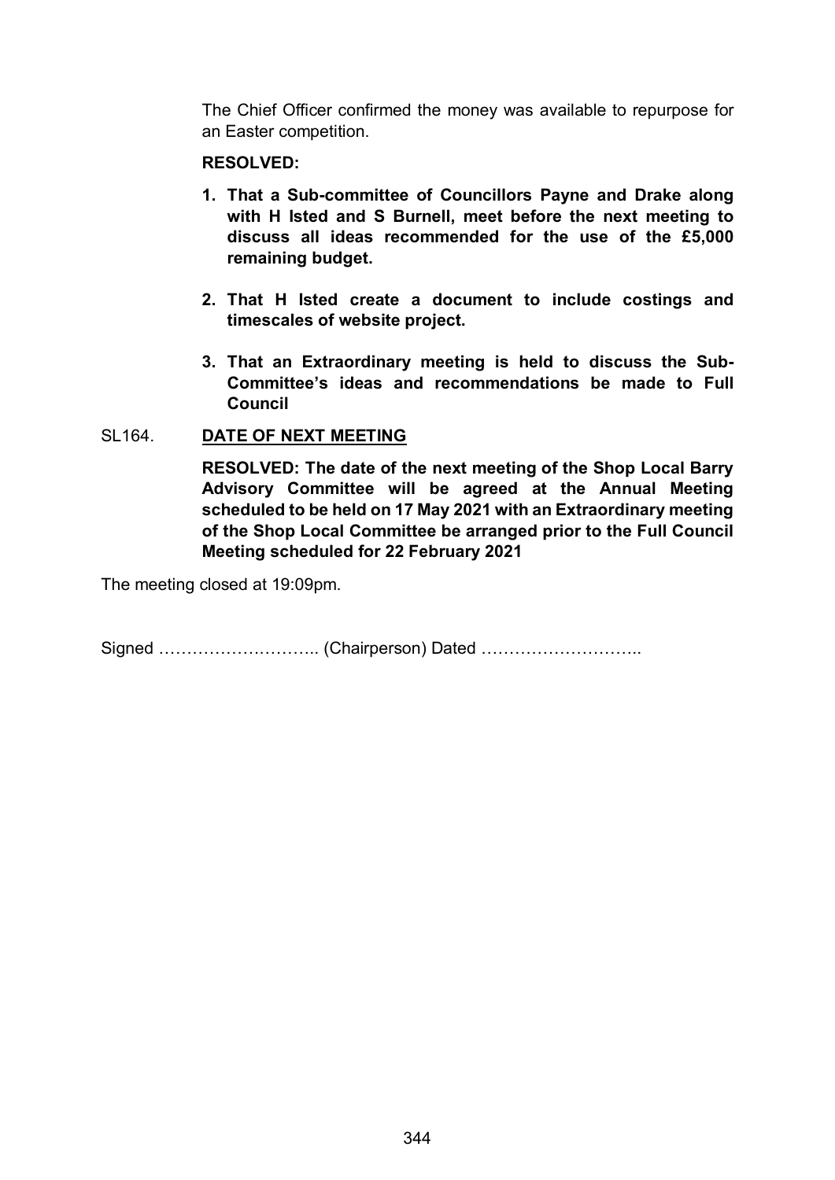The Chief Officer confirmed the money was available to repurpose for an Easter competition.

**RESOLVED:**

1. **That a Sub-committee of Councillors Payne and Drake along with H Isted and S Burnell, meet before the next meeting to discuss all ideas recommended for the use of the £5,000 remaining budget.**

2. **That H Isted create a document to include costings and timescales of website project.**

3. **That an Extraordinary meeting is held to discuss the Sub-Committee's ideas and recommendations be made to Full Council**

SL164. **DATE OF NEXT MEETING**

**RESOLVED: The date of the next meeting of the Shop Local Barry Advisory Committee will be agreed at the Annual Meeting scheduled to be held on 17 May 2021 with an Extraordinary meeting of the Shop Local Committee be arranged prior to the Full Council Meeting scheduled for 22 February 2021**

The meeting closed at 19:09pm.

Signed ……………….…….. (Chairperson) Dated ………………………..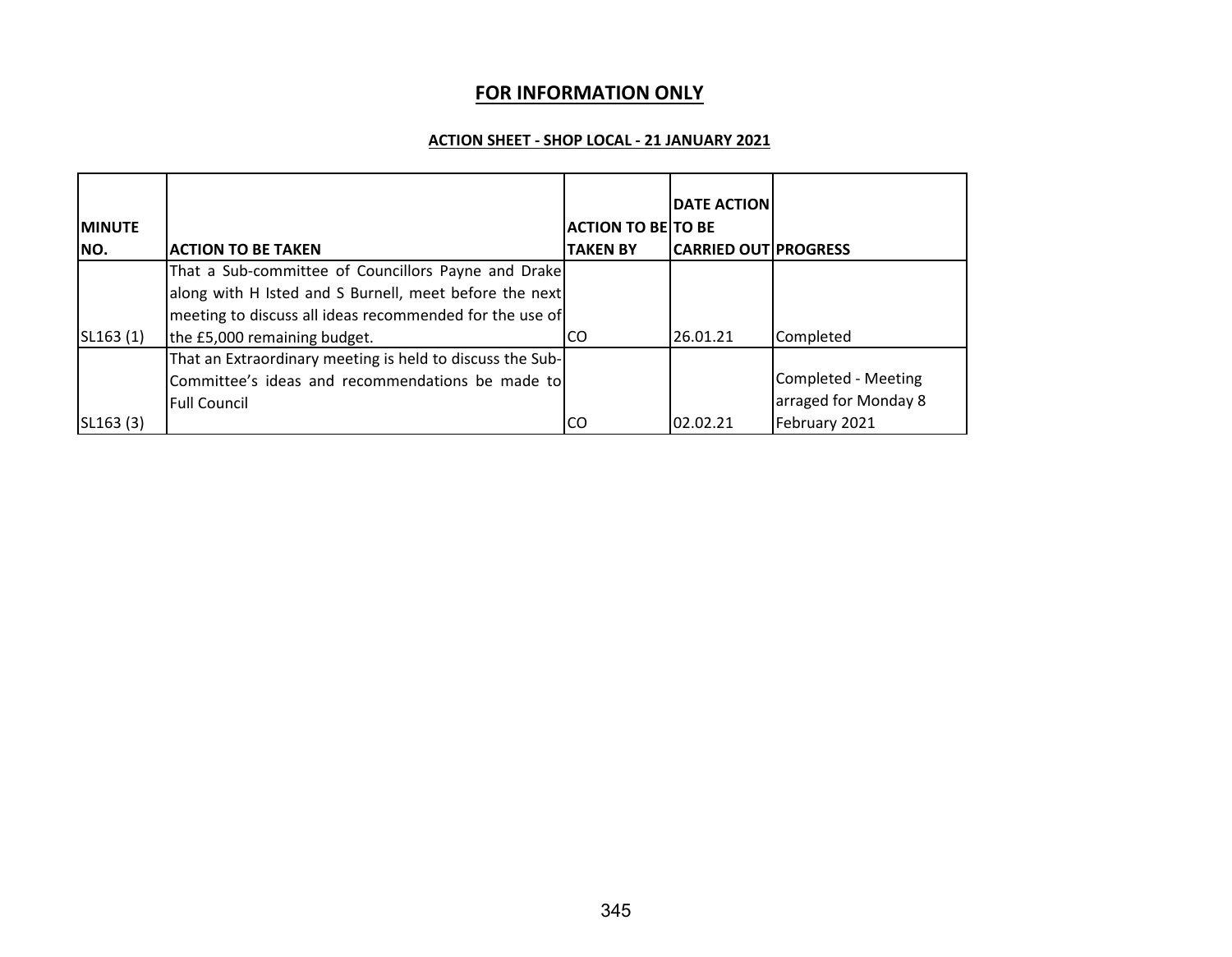## FOR INFORMATION ONLY

### ACTION SHEET - SHOP LOCAL - 21 JANUARY 2021

| MINUTE NO. | ACTION TO BE TAKEN | ACTION TO BE TAKEN BY | DATE ACTION TO BE CARRIED OUT | PROGRESS |
|---|---|---|---|---|
| SL163 (1) | That a Sub-committee of Councillors Payne and Drake along with H Isted and S Burnell, meet before the next meeting to discuss all ideas recommended for the use of the £5,000 remaining budget. | CO | 26.01.21 | Completed |
| SL163 (3) | That an Extraordinary meeting is held to discuss the Sub-Committee's ideas and recommendations be made to Full Council | CO | 02.02.21 | Completed - Meeting arraged for Monday 8 February 2021 |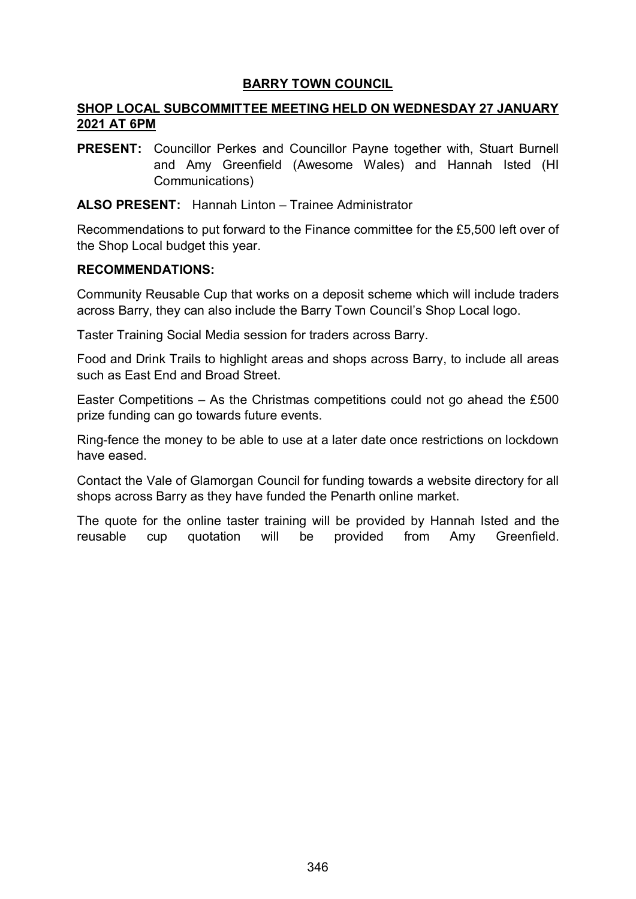# BARRY TOWN COUNCIL

## SHOP LOCAL SUBCOMMITTEE MEETING HELD ON WEDNESDAY 27 JANUARY 2021 AT 6PM

**PRESENT:** Councillor Perkes and Councillor Payne together with, Stuart Burnell and Amy Greenfield (Awesome Wales) and Hannah Isted (HI Communications)

**ALSO PRESENT:** Hannah Linton – Trainee Administrator

Recommendations to put forward to the Finance committee for the £5,500 left over of the Shop Local budget this year.

**RECOMMENDATIONS:**

Community Reusable Cup that works on a deposit scheme which will include traders across Barry, they can also include the Barry Town Council's Shop Local logo.

Taster Training Social Media session for traders across Barry.

Food and Drink Trails to highlight areas and shops across Barry, to include all areas such as East End and Broad Street.

Easter Competitions – As the Christmas competitions could not go ahead the £500 prize funding can go towards future events.

Ring-fence the money to be able to use at a later date once restrictions on lockdown have eased.

Contact the Vale of Glamorgan Council for funding towards a website directory for all shops across Barry as they have funded the Penarth online market.

The quote for the online taster training will be provided by Hannah Isted and the reusable cup quotation will be provided from Amy Greenfield.